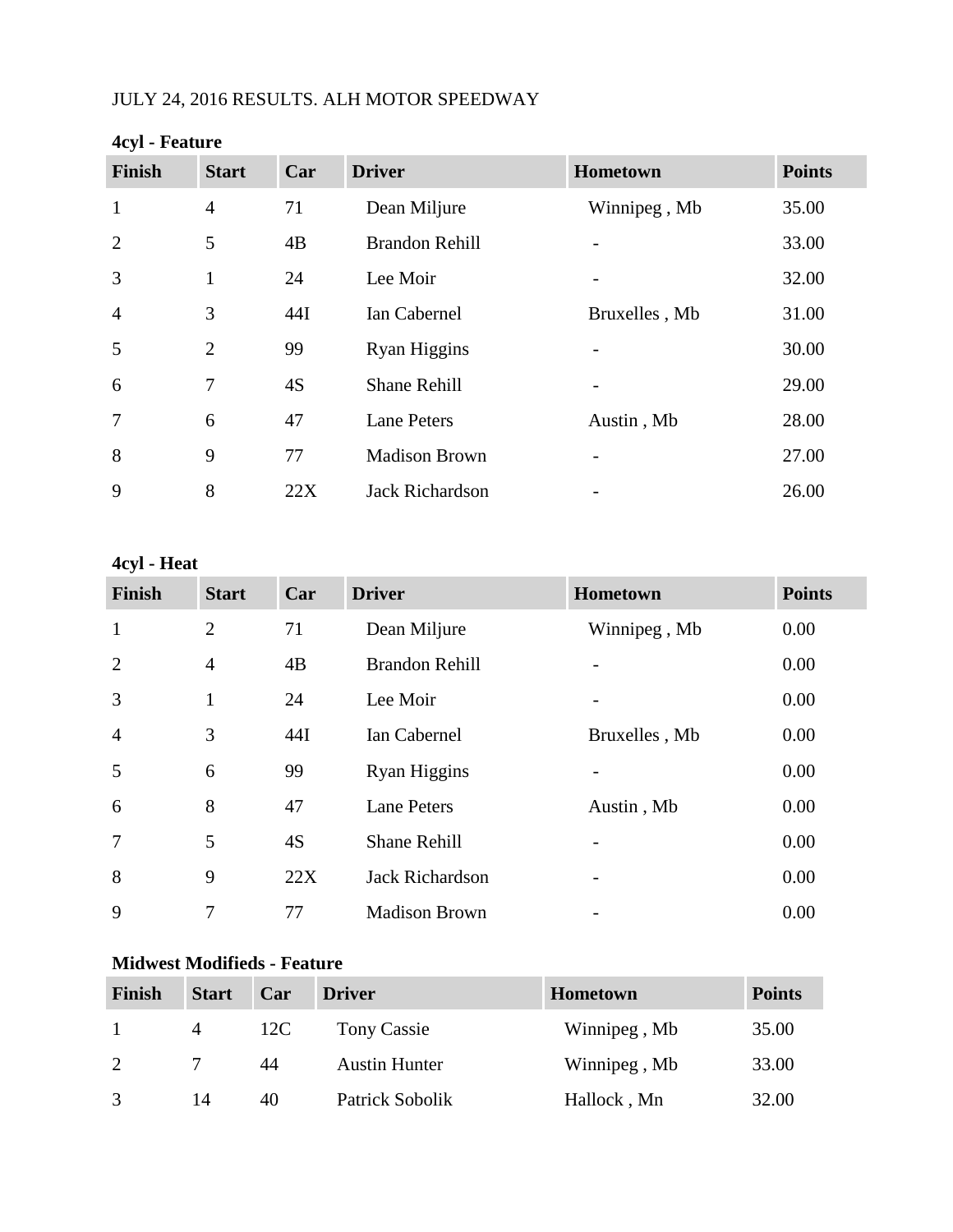JULY 24, 2016 RESULTS. ALH MOTOR SPEEDWAY

**4cyl - Feature**

| Finish | Start | Car | Driver | Hometown | Points |
|---|---|---|---|---|---|
| 1 | 4 | 71 | Dean Miljure | Winnipeg , Mb | 35.00 |
| 2 | 5 | 4B | Brandon Rehill | - | 33.00 |
| 3 | 1 | 24 | Lee Moir | - | 32.00 |
| 4 | 3 | 44I | Ian Cabernel | Bruxelles , Mb | 31.00 |
| 5 | 2 | 99 | Ryan Higgins | - | 30.00 |
| 6 | 7 | 4S | Shane Rehill | - | 29.00 |
| 7 | 6 | 47 | Lane Peters | Austin , Mb | 28.00 |
| 8 | 9 | 77 | Madison Brown | - | 27.00 |
| 9 | 8 | 22X | Jack Richardson | - | 26.00 |

**4cyl - Heat**

| Finish | Start | Car | Driver | Hometown | Points |
|---|---|---|---|---|---|
| 1 | 2 | 71 | Dean Miljure | Winnipeg , Mb | 0.00 |
| 2 | 4 | 4B | Brandon Rehill | - | 0.00 |
| 3 | 1 | 24 | Lee Moir | - | 0.00 |
| 4 | 3 | 44I | Ian Cabernel | Bruxelles , Mb | 0.00 |
| 5 | 6 | 99 | Ryan Higgins | - | 0.00 |
| 6 | 8 | 47 | Lane Peters | Austin , Mb | 0.00 |
| 7 | 5 | 4S | Shane Rehill | - | 0.00 |
| 8 | 9 | 22X | Jack Richardson | - | 0.00 |
| 9 | 7 | 77 | Madison Brown | - | 0.00 |

**Midwest Modifieds - Feature**

| Finish | Start | Car | Driver | Hometown | Points |
|---|---|---|---|---|---|
| 1 | 4 | 12C | Tony Cassie | Winnipeg , Mb | 35.00 |
| 2 | 7 | 44 | Austin Hunter | Winnipeg , Mb | 33.00 |
| 3 | 14 | 40 | Patrick Sobolik | Hallock , Mn | 32.00 |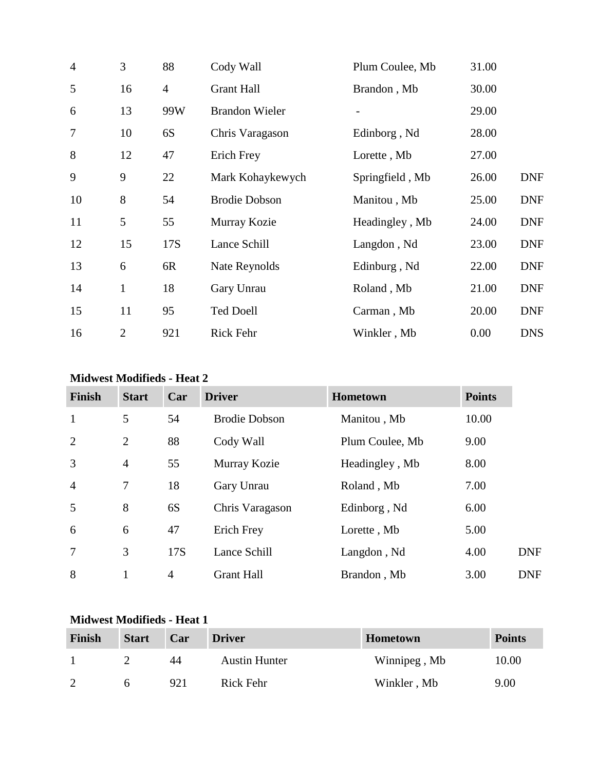| | | | | | | |
|---|---|---|---|---|---|---|
| 4 | 3 | 88 | Cody Wall | Plum Coulee, Mb | 31.00 | |
| 5 | 16 | 4 | Grant Hall | Brandon , Mb | 30.00 | |
| 6 | 13 | 99W | Brandon Wieler | - | 29.00 | |
| 7 | 10 | 6S | Chris Varagason | Edinborg , Nd | 28.00 | |
| 8 | 12 | 47 | Erich Frey | Lorette , Mb | 27.00 | |
| 9 | 9 | 22 | Mark Kohaykewych | Springfield , Mb | 26.00 | DNF |
| 10 | 8 | 54 | Brodie Dobson | Manitou , Mb | 25.00 | DNF |
| 11 | 5 | 55 | Murray Kozie | Headingley , Mb | 24.00 | DNF |
| 12 | 15 | 17S | Lance Schill | Langdon , Nd | 23.00 | DNF |
| 13 | 6 | 6R | Nate Reynolds | Edinburg , Nd | 22.00 | DNF |
| 14 | 1 | 18 | Gary Unrau | Roland , Mb | 21.00 | DNF |
| 15 | 11 | 95 | Ted Doell | Carman , Mb | 20.00 | DNF |
| 16 | 2 | 921 | Rick Fehr | Winkler , Mb | 0.00 | DNS |

**Midwest Modifieds - Heat 2**

| Finish | Start | Car | Driver | Hometown | Points | |
|---|---|---|---|---|---|---|
| 1 | 5 | 54 | Brodie Dobson | Manitou , Mb | 10.00 | |
| 2 | 2 | 88 | Cody Wall | Plum Coulee, Mb | 9.00 | |
| 3 | 4 | 55 | Murray Kozie | Headingley , Mb | 8.00 | |
| 4 | 7 | 18 | Gary Unrau | Roland , Mb | 7.00 | |
| 5 | 8 | 6S | Chris Varagason | Edinborg , Nd | 6.00 | |
| 6 | 6 | 47 | Erich Frey | Lorette , Mb | 5.00 | |
| 7 | 3 | 17S | Lance Schill | Langdon , Nd | 4.00 | DNF |
| 8 | 1 | 4 | Grant Hall | Brandon , Mb | 3.00 | DNF |

**Midwest Modifieds - Heat 1**

| Finish | Start | Car | Driver | Hometown | Points |
|---|---|---|---|---|---|
| 1 | 2 | 44 | Austin Hunter | Winnipeg , Mb | 10.00 |
| 2 | 6 | 921 | Rick Fehr | Winkler , Mb | 9.00 |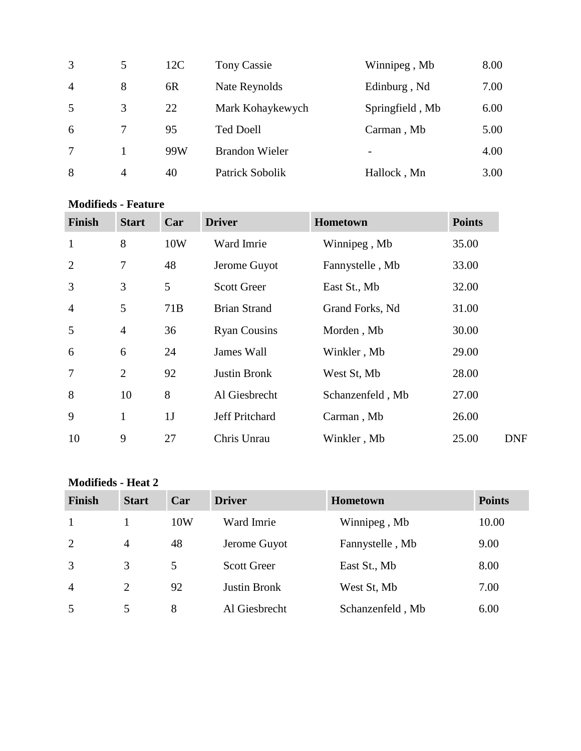| | | | | | |
|---|---|---|---|---|---|
| 3 | 5 | 12C | Tony Cassie | Winnipeg , Mb | 8.00 |
| 4 | 8 | 6R | Nate Reynolds | Edinburg , Nd | 7.00 |
| 5 | 3 | 22 | Mark Kohaykewych | Springfield , Mb | 6.00 |
| 6 | 7 | 95 | Ted Doell | Carman , Mb | 5.00 |
| 7 | 1 | 99W | Brandon Wieler | - | 4.00 |
| 8 | 4 | 40 | Patrick Sobolik | Hallock , Mn | 3.00 |

**Modifieds - Feature**

| Finish | Start | Car | Driver | Hometown | Points | |
|---|---|---|---|---|---|---|
| 1 | 8 | 10W | Ward Imrie | Winnipeg , Mb | 35.00 | |
| 2 | 7 | 48 | Jerome Guyot | Fannystelle , Mb | 33.00 | |
| 3 | 3 | 5 | Scott Greer | East St., Mb | 32.00 | |
| 4 | 5 | 71B | Brian Strand | Grand Forks, Nd | 31.00 | |
| 5 | 4 | 36 | Ryan Cousins | Morden , Mb | 30.00 | |
| 6 | 6 | 24 | James Wall | Winkler , Mb | 29.00 | |
| 7 | 2 | 92 | Justin Bronk | West St, Mb | 28.00 | |
| 8 | 10 | 8 | Al Giesbrecht | Schanzenfeld , Mb | 27.00 | |
| 9 | 1 | 1J | Jeff Pritchard | Carman , Mb | 26.00 | |
| 10 | 9 | 27 | Chris Unrau | Winkler , Mb | 25.00 | DNF |

**Modifieds - Heat 2**

| Finish | Start | Car | Driver | Hometown | Points |
|---|---|---|---|---|---|
| 1 | 1 | 10W | Ward Imrie | Winnipeg , Mb | 10.00 |
| 2 | 4 | 48 | Jerome Guyot | Fannystelle , Mb | 9.00 |
| 3 | 3 | 5 | Scott Greer | East St., Mb | 8.00 |
| 4 | 2 | 92 | Justin Bronk | West St, Mb | 7.00 |
| 5 | 5 | 8 | Al Giesbrecht | Schanzenfeld , Mb | 6.00 |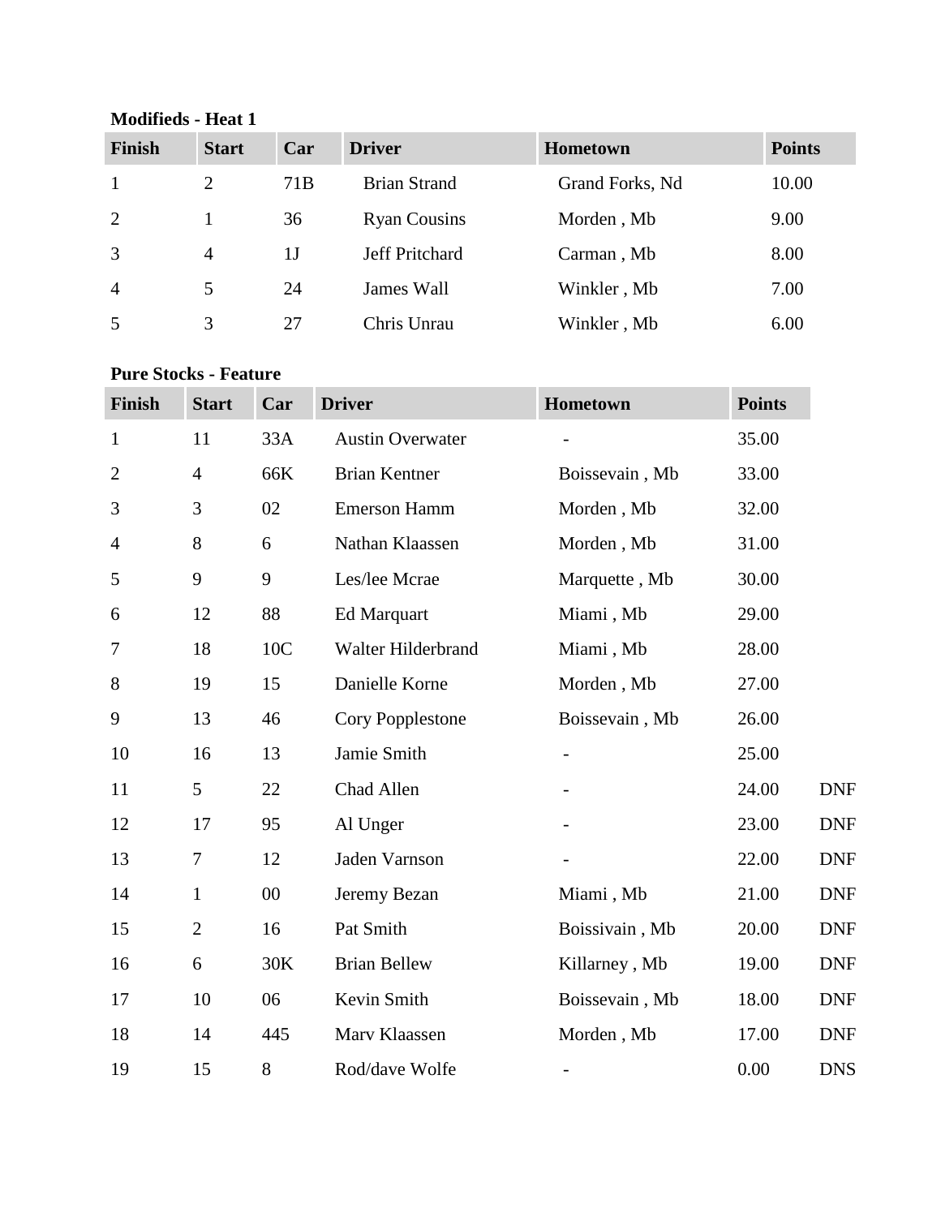**Modifieds - Heat 1**

| Finish | Start | Car | Driver | Hometown | Points |
|---|---|---|---|---|---|
| 1 | 2 | 71B | Brian Strand | Grand Forks, Nd | 10.00 |
| 2 | 1 | 36 | Ryan Cousins | Morden , Mb | 9.00 |
| 3 | 4 | 1J | Jeff Pritchard | Carman , Mb | 8.00 |
| 4 | 5 | 24 | James Wall | Winkler , Mb | 7.00 |
| 5 | 3 | 27 | Chris Unrau | Winkler , Mb | 6.00 |

**Pure Stocks - Feature**

| Finish | Start | Car | Driver | Hometown | Points | |
|---|---|---|---|---|---|---|
| 1 | 11 | 33A | Austin Overwater | - | 35.00 | |
| 2 | 4 | 66K | Brian Kentner | Boissevain , Mb | 33.00 | |
| 3 | 3 | 02 | Emerson Hamm | Morden , Mb | 32.00 | |
| 4 | 8 | 6 | Nathan Klaassen | Morden , Mb | 31.00 | |
| 5 | 9 | 9 | Les/lee Mcrae | Marquette , Mb | 30.00 | |
| 6 | 12 | 88 | Ed Marquart | Miami , Mb | 29.00 | |
| 7 | 18 | 10C | Walter Hilderbrand | Miami , Mb | 28.00 | |
| 8 | 19 | 15 | Danielle Korne | Morden , Mb | 27.00 | |
| 9 | 13 | 46 | Cory Popplestone | Boissevain , Mb | 26.00 | |
| 10 | 16 | 13 | Jamie Smith | - | 25.00 | |
| 11 | 5 | 22 | Chad Allen | - | 24.00 | DNF |
| 12 | 17 | 95 | Al Unger | - | 23.00 | DNF |
| 13 | 7 | 12 | Jaden Varnson | - | 22.00 | DNF |
| 14 | 1 | 00 | Jeremy Bezan | Miami , Mb | 21.00 | DNF |
| 15 | 2 | 16 | Pat Smith | Boissivain , Mb | 20.00 | DNF |
| 16 | 6 | 30K | Brian Bellew | Killarney , Mb | 19.00 | DNF |
| 17 | 10 | 06 | Kevin Smith | Boissevain , Mb | 18.00 | DNF |
| 18 | 14 | 445 | Marv Klaassen | Morden , Mb | 17.00 | DNF |
| 19 | 15 | 8 | Rod/dave Wolfe | - | 0.00 | DNS |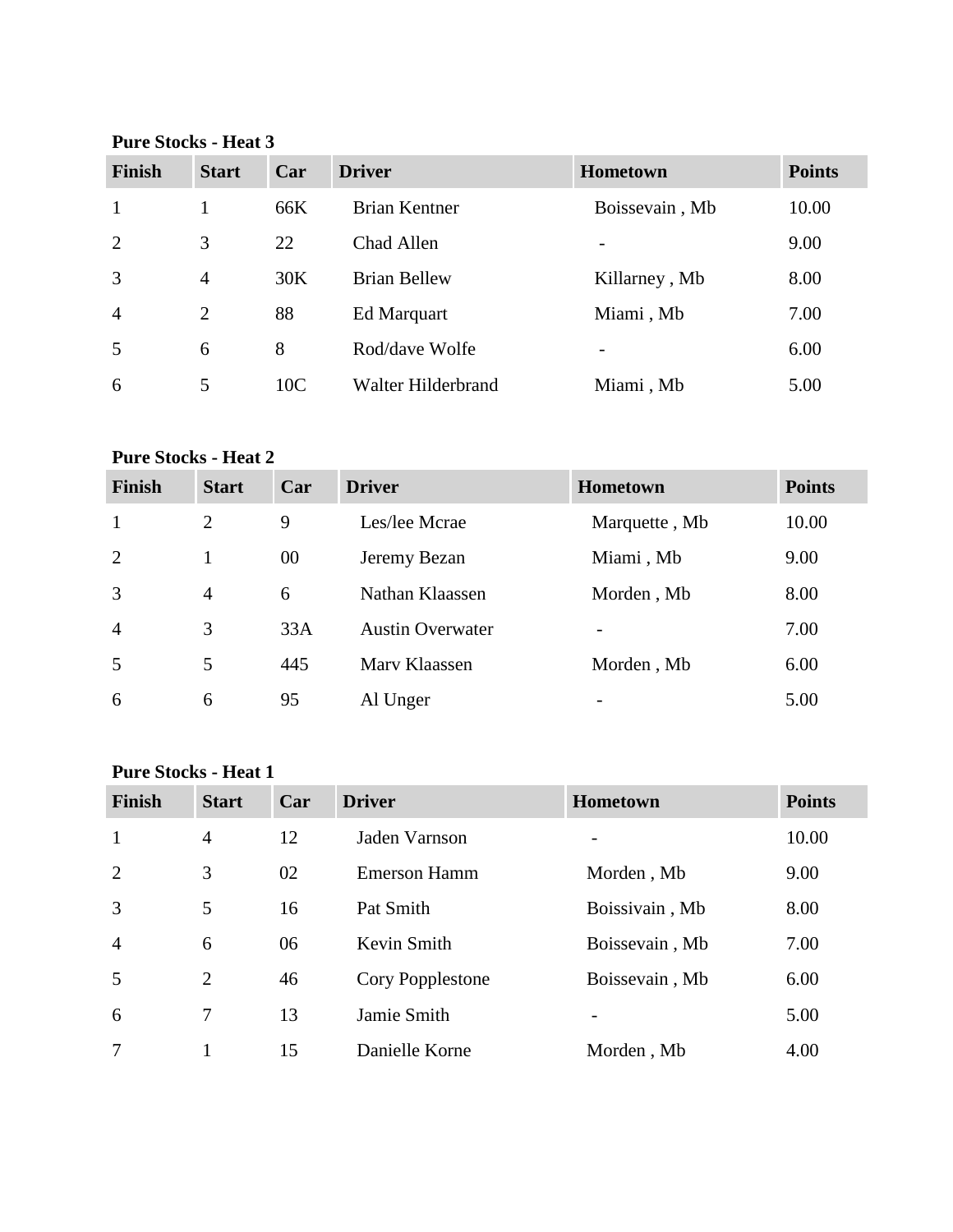**Pure Stocks - Heat 3**

| Finish | Start | Car | Driver | Hometown | Points |
|---|---|---|---|---|---|
| 1 | 1 | 66K | Brian Kentner | Boissevain , Mb | 10.00 |
| 2 | 3 | 22 | Chad Allen | - | 9.00 |
| 3 | 4 | 30K | Brian Bellew | Killarney , Mb | 8.00 |
| 4 | 2 | 88 | Ed Marquart | Miami , Mb | 7.00 |
| 5 | 6 | 8 | Rod/dave Wolfe | - | 6.00 |
| 6 | 5 | 10C | Walter Hilderbrand | Miami , Mb | 5.00 |

**Pure Stocks - Heat 2**

| Finish | Start | Car | Driver | Hometown | Points |
|---|---|---|---|---|---|
| 1 | 2 | 9 | Les/lee Mcrae | Marquette , Mb | 10.00 |
| 2 | 1 | 00 | Jeremy Bezan | Miami , Mb | 9.00 |
| 3 | 4 | 6 | Nathan Klaassen | Morden , Mb | 8.00 |
| 4 | 3 | 33A | Austin Overwater | - | 7.00 |
| 5 | 5 | 445 | Marv Klaassen | Morden , Mb | 6.00 |
| 6 | 6 | 95 | Al Unger | - | 5.00 |

**Pure Stocks - Heat 1**

| Finish | Start | Car | Driver | Hometown | Points |
|---|---|---|---|---|---|
| 1 | 4 | 12 | Jaden Varnson | - | 10.00 |
| 2 | 3 | 02 | Emerson Hamm | Morden , Mb | 9.00 |
| 3 | 5 | 16 | Pat Smith | Boissivain , Mb | 8.00 |
| 4 | 6 | 06 | Kevin Smith | Boissevain , Mb | 7.00 |
| 5 | 2 | 46 | Cory Popplestone | Boissevain , Mb | 6.00 |
| 6 | 7 | 13 | Jamie Smith | - | 5.00 |
| 7 | 1 | 15 | Danielle Korne | Morden , Mb | 4.00 |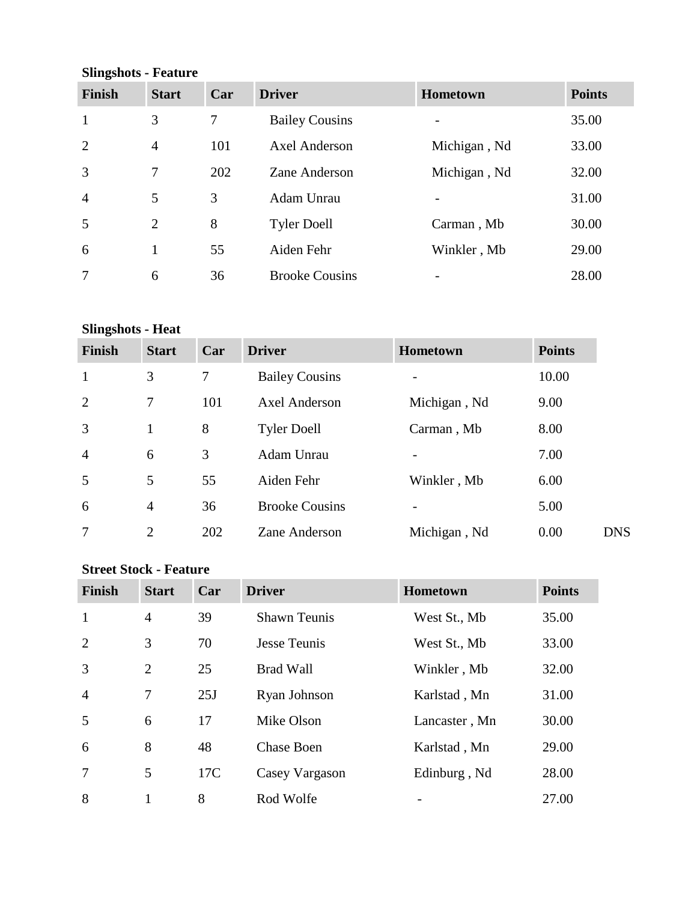**Slingshots - Feature**

| Finish | Start | Car | Driver | Hometown | Points |
|---|---|---|---|---|---|
| 1 | 3 | 7 | Bailey Cousins | - | 35.00 |
| 2 | 4 | 101 | Axel Anderson | Michigan , Nd | 33.00 |
| 3 | 7 | 202 | Zane Anderson | Michigan , Nd | 32.00 |
| 4 | 5 | 3 | Adam Unrau | - | 31.00 |
| 5 | 2 | 8 | Tyler Doell | Carman , Mb | 30.00 |
| 6 | 1 | 55 | Aiden Fehr | Winkler , Mb | 29.00 |
| 7 | 6 | 36 | Brooke Cousins | - | 28.00 |

**Slingshots - Heat**

| Finish | Start | Car | Driver | Hometown | Points | |
|---|---|---|---|---|---|---|
| 1 | 3 | 7 | Bailey Cousins | - | 10.00 | |
| 2 | 7 | 101 | Axel Anderson | Michigan , Nd | 9.00 | |
| 3 | 1 | 8 | Tyler Doell | Carman , Mb | 8.00 | |
| 4 | 6 | 3 | Adam Unrau | - | 7.00 | |
| 5 | 5 | 55 | Aiden Fehr | Winkler , Mb | 6.00 | |
| 6 | 4 | 36 | Brooke Cousins | - | 5.00 | |
| 7 | 2 | 202 | Zane Anderson | Michigan , Nd | 0.00 | DNS |

**Street Stock - Feature**

| Finish | Start | Car | Driver | Hometown | Points |
|---|---|---|---|---|---|
| 1 | 4 | 39 | Shawn Teunis | West St., Mb | 35.00 |
| 2 | 3 | 70 | Jesse Teunis | West St., Mb | 33.00 |
| 3 | 2 | 25 | Brad Wall | Winkler , Mb | 32.00 |
| 4 | 7 | 25J | Ryan Johnson | Karlstad , Mn | 31.00 |
| 5 | 6 | 17 | Mike Olson | Lancaster , Mn | 30.00 |
| 6 | 8 | 48 | Chase Boen | Karlstad , Mn | 29.00 |
| 7 | 5 | 17C | Casey Vargason | Edinburg , Nd | 28.00 |
| 8 | 1 | 8 | Rod Wolfe | - | 27.00 |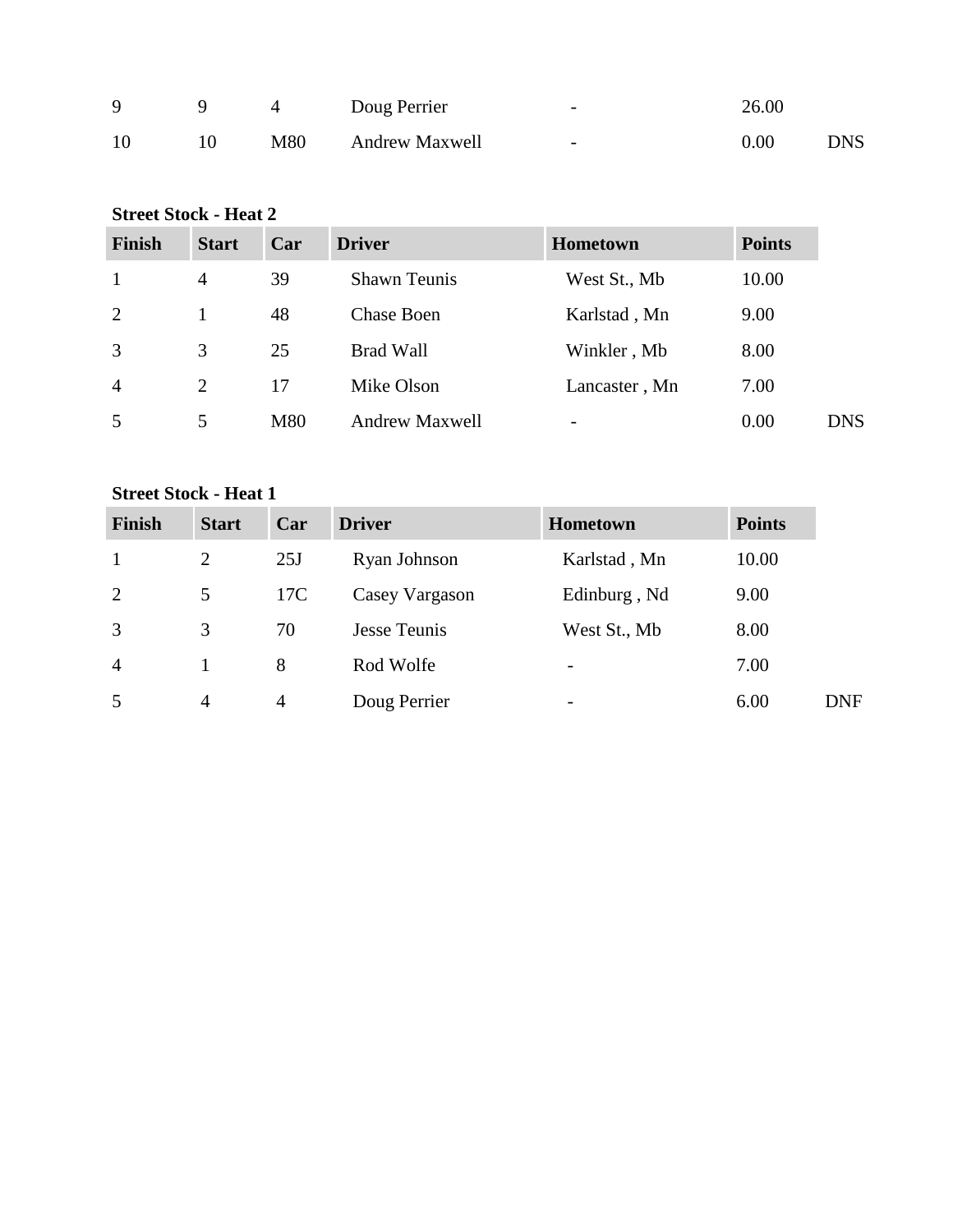| | | | | | | |
|---|---|---|---|---|---|---|
| 9 | 9 | 4 | Doug Perrier | - | 26.00 | |
| 10 | 10 | M80 | Andrew Maxwell | - | 0.00 | DNS |

**Street Stock - Heat 2**

| Finish | Start | Car | Driver | Hometown | Points | |
|---|---|---|---|---|---|---|
| 1 | 4 | 39 | Shawn Teunis | West St., Mb | 10.00 | |
| 2 | 1 | 48 | Chase Boen | Karlstad , Mn | 9.00 | |
| 3 | 3 | 25 | Brad Wall | Winkler , Mb | 8.00 | |
| 4 | 2 | 17 | Mike Olson | Lancaster , Mn | 7.00 | |
| 5 | 5 | M80 | Andrew Maxwell | - | 0.00 | DNS |

**Street Stock - Heat 1**

| Finish | Start | Car | Driver | Hometown | Points | |
|---|---|---|---|---|---|---|
| 1 | 2 | 25J | Ryan Johnson | Karlstad , Mn | 10.00 | |
| 2 | 5 | 17C | Casey Vargason | Edinburg , Nd | 9.00 | |
| 3 | 3 | 70 | Jesse Teunis | West St., Mb | 8.00 | |
| 4 | 1 | 8 | Rod Wolfe | - | 7.00 | |
| 5 | 4 | 4 | Doug Perrier | - | 6.00 | DNF |